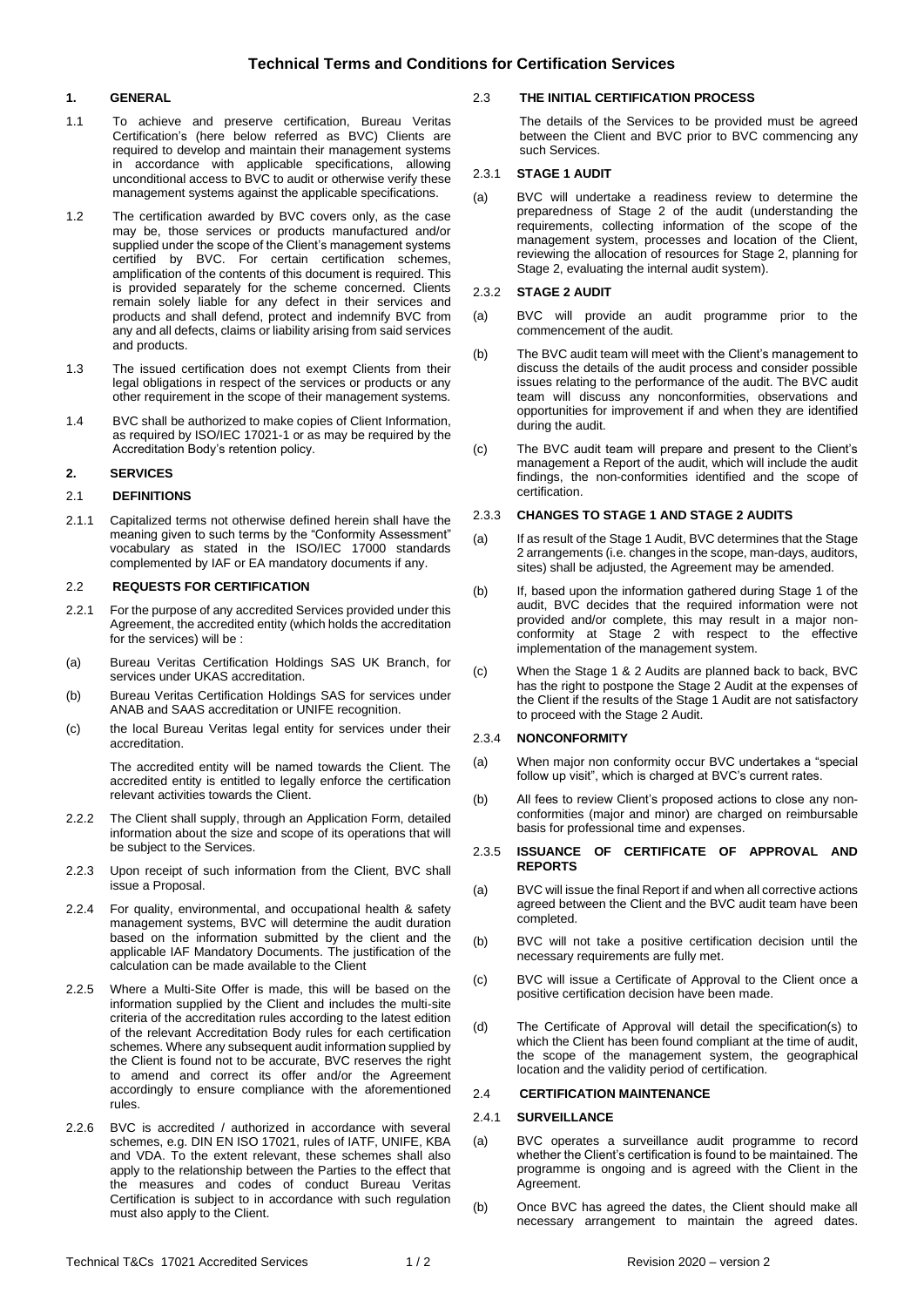# Technical Terms and Conditions for Certification Services

## 1. GENERAL

1.1 To achieve and preserve certification, Bureau Veritas Certification's (here below referred as BVC) Clients are required to develop and maintain their management systems in accordance with applicable specifications, allowing unconditional access to BVC to audit or otherwise verify these management systems against the applicable specifications.

1.2 The certification awarded by BVC covers only, as the case may be, those services or products manufactured and/or supplied under the scope of the Client's management systems certified by BVC. For certain certification schemes, amplification of the contents of this document is required. This is provided separately for the scheme concerned. Clients remain solely liable for any defect in their services and products and shall defend, protect and indemnify BVC from any and all defects, claims or liability arising from said services and products.

1.3 The issued certification does not exempt Clients from their legal obligations in respect of the services or products or any other requirement in the scope of their management systems.

1.4 BVC shall be authorized to make copies of Client Information, as required by ISO/IEC 17021-1 or as may be required by the Accreditation Body's retention policy.

## 2. SERVICES

### 2.1 DEFINITIONS

2.1.1 Capitalized terms not otherwise defined herein shall have the meaning given to such terms by the "Conformity Assessment" vocabulary as stated in the ISO/IEC 17000 standards complemented by IAF or EA mandatory documents if any.

### 2.2 REQUESTS FOR CERTIFICATION

2.2.1 For the purpose of any accredited Services provided under this Agreement, the accredited entity (which holds the accreditation for the services) will be :

(a) Bureau Veritas Certification Holdings SAS UK Branch, for services under UKAS accreditation.

(b) Bureau Veritas Certification Holdings SAS for services under ANAB and SAAS accreditation or UNIFE recognition.

(c) the local Bureau Veritas legal entity for services under their accreditation.

The accredited entity will be named towards the Client. The accredited entity is entitled to legally enforce the certification relevant activities towards the Client.

2.2.2 The Client shall supply, through an Application Form, detailed information about the size and scope of its operations that will be subject to the Services.

2.2.3 Upon receipt of such information from the Client, BVC shall issue a Proposal.

2.2.4 For quality, environmental, and occupational health & safety management systems, BVC will determine the audit duration based on the information submitted by the client and the applicable IAF Mandatory Documents. The justification of the calculation can be made available to the Client

2.2.5 Where a Multi-Site Offer is made, this will be based on the information supplied by the Client and includes the multi-site criteria of the accreditation rules according to the latest edition of the relevant Accreditation Body rules for each certification schemes. Where any subsequent audit information supplied by the Client is found not to be accurate, BVC reserves the right to amend and correct its offer and/or the Agreement accordingly to ensure compliance with the aforementioned rules.

2.2.6 BVC is accredited / authorized in accordance with several schemes, e.g. DIN EN ISO 17021, rules of IATF, UNIFE, KBA and VDA. To the extent relevant, these schemes shall also apply to the relationship between the Parties to the effect that the measures and codes of conduct Bureau Veritas Certification is subject to in accordance with such regulation must also apply to the Client.

### 2.3 THE INITIAL CERTIFICATION PROCESS

The details of the Services to be provided must be agreed between the Client and BVC prior to BVC commencing any such Services.

#### 2.3.1 STAGE 1 AUDIT

(a) BVC will undertake a readiness review to determine the preparedness of Stage 2 of the audit (understanding the requirements, collecting information of the scope of the management system, processes and location of the Client, reviewing the allocation of resources for Stage 2, planning for Stage 2, evaluating the internal audit system).

#### 2.3.2 STAGE 2 AUDIT

(a) BVC will provide an audit programme prior to the commencement of the audit.

(b) The BVC audit team will meet with the Client's management to discuss the details of the audit process and consider possible issues relating to the performance of the audit. The BVC audit team will discuss any nonconformities, observations and opportunities for improvement if and when they are identified during the audit.

(c) The BVC audit team will prepare and present to the Client's management a Report of the audit, which will include the audit findings, the non-conformities identified and the scope of certification.

#### 2.3.3 CHANGES TO STAGE 1 AND STAGE 2 AUDITS

(a) If as result of the Stage 1 Audit, BVC determines that the Stage 2 arrangements (i.e. changes in the scope, man-days, auditors, sites) shall be adjusted, the Agreement may be amended.

(b) If, based upon the information gathered during Stage 1 of the audit, BVC decides that the required information were not provided and/or complete, this may result in a major non-conformity at Stage 2 with respect to the effective implementation of the management system.

(c) When the Stage 1 & 2 Audits are planned back to back, BVC has the right to postpone the Stage 2 Audit at the expenses of the Client if the results of the Stage 1 Audit are not satisfactory to proceed with the Stage 2 Audit.

#### 2.3.4 NONCONFORMITY

(a) When major non conformity occur BVC undertakes a "special follow up visit", which is charged at BVC's current rates.

(b) All fees to review Client's proposed actions to close any non-conformities (major and minor) are charged on reimbursable basis for professional time and expenses.

#### 2.3.5 ISSUANCE OF CERTIFICATE OF APPROVAL AND REPORTS

(a) BVC will issue the final Report if and when all corrective actions agreed between the Client and the BVC audit team have been completed.

(b) BVC will not take a positive certification decision until the necessary requirements are fully met.

(c) BVC will issue a Certificate of Approval to the Client once a positive certification decision have been made.

(d) The Certificate of Approval will detail the specification(s) to which the Client has been found compliant at the time of audit, the scope of the management system, the geographical location and the validity period of certification.

### 2.4 CERTIFICATION MAINTENANCE

#### 2.4.1 SURVEILLANCE

(a) BVC operates a surveillance audit programme to record whether the Client's certification is found to be maintained. The programme is ongoing and is agreed with the Client in the Agreement.

(b) Once BVC has agreed the dates, the Client should make all necessary arrangement to maintain the agreed dates.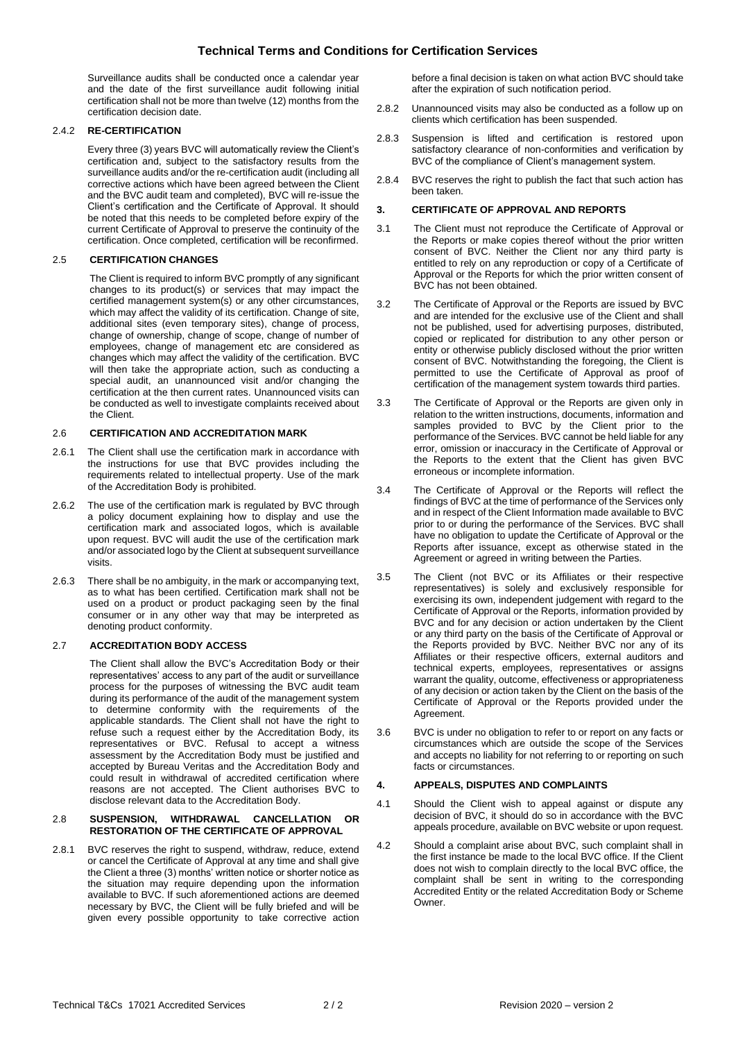# Technical Terms and Conditions for Certification Services

Surveillance audits shall be conducted once a calendar year and the date of the first surveillance audit following initial certification shall not be more than twelve (12) months from the certification decision date.

### 2.4.2 RE-CERTIFICATION

Every three (3) years BVC will automatically review the Client's certification and, subject to the satisfactory results from the surveillance audits and/or the re-certification audit (including all corrective actions which have been agreed between the Client and the BVC audit team and completed), BVC will re-issue the Client's certification and the Certificate of Approval. It should be noted that this needs to be completed before expiry of the current Certificate of Approval to preserve the continuity of the certification. Once completed, certification will be reconfirmed.

### 2.5 CERTIFICATION CHANGES

The Client is required to inform BVC promptly of any significant changes to its product(s) or services that may impact the certified management system(s) or any other circumstances, which may affect the validity of its certification. Change of site, additional sites (even temporary sites), change of process, change of ownership, change of scope, change of number of employees, change of management etc are considered as changes which may affect the validity of the certification. BVC will then take the appropriate action, such as conducting a special audit, an unannounced visit and/or changing the certification at the then current rates. Unannounced visits can be conducted as well to investigate complaints received about the Client.

### 2.6 CERTIFICATION AND ACCREDITATION MARK

2.6.1 The Client shall use the certification mark in accordance with the instructions for use that BVC provides including the requirements related to intellectual property. Use of the mark of the Accreditation Body is prohibited.

2.6.2 The use of the certification mark is regulated by BVC through a policy document explaining how to display and use the certification mark and associated logos, which is available upon request. BVC will audit the use of the certification mark and/or associated logo by the Client at subsequent surveillance visits.

2.6.3 There shall be no ambiguity, in the mark or accompanying text, as to what has been certified. Certification mark shall not be used on a product or product packaging seen by the final consumer or in any other way that may be interpreted as denoting product conformity.

### 2.7 ACCREDITATION BODY ACCESS

The Client shall allow the BVC's Accreditation Body or their representatives' access to any part of the audit or surveillance process for the purposes of witnessing the BVC audit team during its performance of the audit of the management system to determine conformity with the requirements of the applicable standards. The Client shall not have the right to refuse such a request either by the Accreditation Body, its representatives or BVC. Refusal to accept a witness assessment by the Accreditation Body must be justified and accepted by Bureau Veritas and the Accreditation Body and could result in withdrawal of accredited certification where reasons are not accepted. The Client authorises BVC to disclose relevant data to the Accreditation Body.

### 2.8 SUSPENSION, WITHDRAWAL CANCELLATION OR RESTORATION OF THE CERTIFICATE OF APPROVAL

2.8.1 BVC reserves the right to suspend, withdraw, reduce, extend or cancel the Certificate of Approval at any time and shall give the Client a three (3) months' written notice or shorter notice as the situation may require depending upon the information available to BVC. If such aforementioned actions are deemed necessary by BVC, the Client will be fully briefed and will be given every possible opportunity to take corrective action before a final decision is taken on what action BVC should take after the expiration of such notification period.

2.8.2 Unannounced visits may also be conducted as a follow up on clients which certification has been suspended.

2.8.3 Suspension is lifted and certification is restored upon satisfactory clearance of non-conformities and verification by BVC of the compliance of Client's management system.

2.8.4 BVC reserves the right to publish the fact that such action has been taken.

## 3. CERTIFICATE OF APPROVAL AND REPORTS

3.1 The Client must not reproduce the Certificate of Approval or the Reports or make copies thereof without the prior written consent of BVC. Neither the Client nor any third party is entitled to rely on any reproduction or copy of a Certificate of Approval or the Reports for which the prior written consent of BVC has not been obtained.

3.2 The Certificate of Approval or the Reports are issued by BVC and are intended for the exclusive use of the Client and shall not be published, used for advertising purposes, distributed, copied or replicated for distribution to any other person or entity or otherwise publicly disclosed without the prior written consent of BVC. Notwithstanding the foregoing, the Client is permitted to use the Certificate of Approval as proof of certification of the management system towards third parties.

3.3 The Certificate of Approval or the Reports are given only in relation to the written instructions, documents, information and samples provided to BVC by the Client prior to the performance of the Services. BVC cannot be held liable for any error, omission or inaccuracy in the Certificate of Approval or the Reports to the extent that the Client has given BVC erroneous or incomplete information.

3.4 The Certificate of Approval or the Reports will reflect the findings of BVC at the time of performance of the Services only and in respect of the Client Information made available to BVC prior to or during the performance of the Services. BVC shall have no obligation to update the Certificate of Approval or the Reports after issuance, except as otherwise stated in the Agreement or agreed in writing between the Parties.

3.5 The Client (not BVC or its Affiliates or their respective representatives) is solely and exclusively responsible for exercising its own, independent judgement with regard to the Certificate of Approval or the Reports, information provided by BVC and for any decision or action undertaken by the Client or any third party on the basis of the Certificate of Approval or the Reports provided by BVC. Neither BVC nor any of its Affiliates or their respective officers, external auditors and technical experts, employees, representatives or assigns warrant the quality, outcome, effectiveness or appropriateness of any decision or action taken by the Client on the basis of the Certificate of Approval or the Reports provided under the Agreement.

3.6 BVC is under no obligation to refer to or report on any facts or circumstances which are outside the scope of the Services and accepts no liability for not referring to or reporting on such facts or circumstances.

## 4. APPEALS, DISPUTES AND COMPLAINTS

4.1 Should the Client wish to appeal against or dispute any decision of BVC, it should do so in accordance with the BVC appeals procedure, available on BVC website or upon request.

4.2 Should a complaint arise about BVC, such complaint shall in the first instance be made to the local BVC office. If the Client does not wish to complain directly to the local BVC office, the complaint shall be sent in writing to the corresponding Accredited Entity or the related Accreditation Body or Scheme Owner.